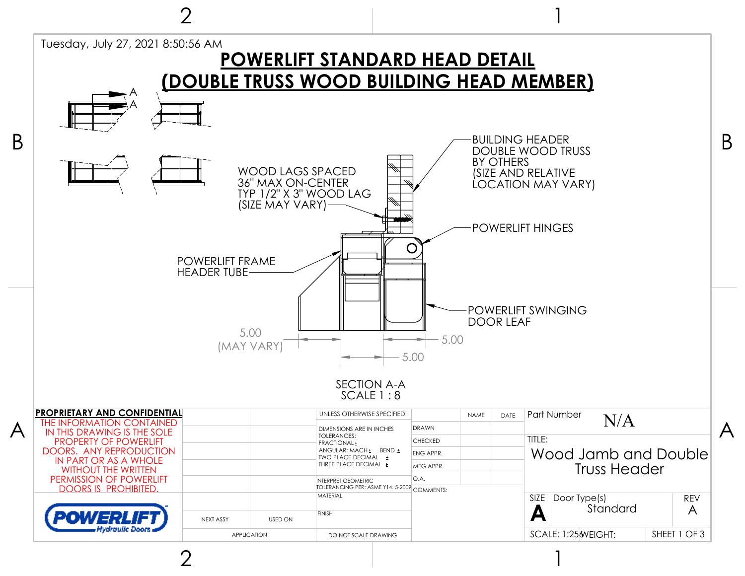Tuesday, July 27, 2021 8:50:56 AM

# POWERLIFT STANDARD HEAD DETAIL
# (DOUBLE TRUSS WOOD BUILDING HEAD MEMBER)

A
A

WOOD LAGS SPACED
36" MAX ON-CENTER
TYP 1/2" X 3" WOOD LAG
(SIZE MAY VARY)

BUILDING HEADER
DOUBLE WOOD TRUSS
BY OTHERS
(SIZE AND RELATIVE
LOCATION MAY VARY)

POWERLIFT HINGES

POWERLIFT FRAME
HEADER TUBE

POWERLIFT SWINGING
DOOR LEAF

5.00
(MAY VARY)

5.00

5.00

SECTION A-A
SCALE 1 : 8

**PROPRIETARY AND CONFIDENTIAL**

THE INFORMATION CONTAINED IN THIS DRAWING IS THE SOLE PROPERTY OF POWERLIFT DOORS. ANY REPRODUCTION IN PART OR AS A WHOLE WITHOUT THE WRITTEN PERMISSION OF POWERLIFT DOORS IS PROHIBITED.

POWERLIFT Hydraulic Doors

| NEXT ASSY | USED ON |
|---|---|
| APPLICATION | |

UNLESS OTHERWISE SPECIFIED:

DIMENSIONS ARE IN INCHES
TOLERANCES:
FRACTIONAL ±
ANGULAR: MACH ± BEND ±
TWO PLACE DECIMAL ±
THREE PLACE DECIMAL ±

INTERPRET GEOMETRIC TOLERANCING PER: ASME Y14. 5-2009

MATERIAL

FINISH

DO NOT SCALE DRAWING

| | NAME | DATE |
|---|---|---|
| DRAWN | | |
| CHECKED | | |
| ENG APPR. | | |
| MFG APPR. | | |
| Q.A. | | |

COMMENTS:

Part Number: N/A

TITLE: Wood Jamb and Double Truss Header

| SIZE | Door Type(s) | REV |
|---|---|---|
| A | Standard | A |

SCALE: 1:25 | WEIGHT: | SHEET 1 OF 3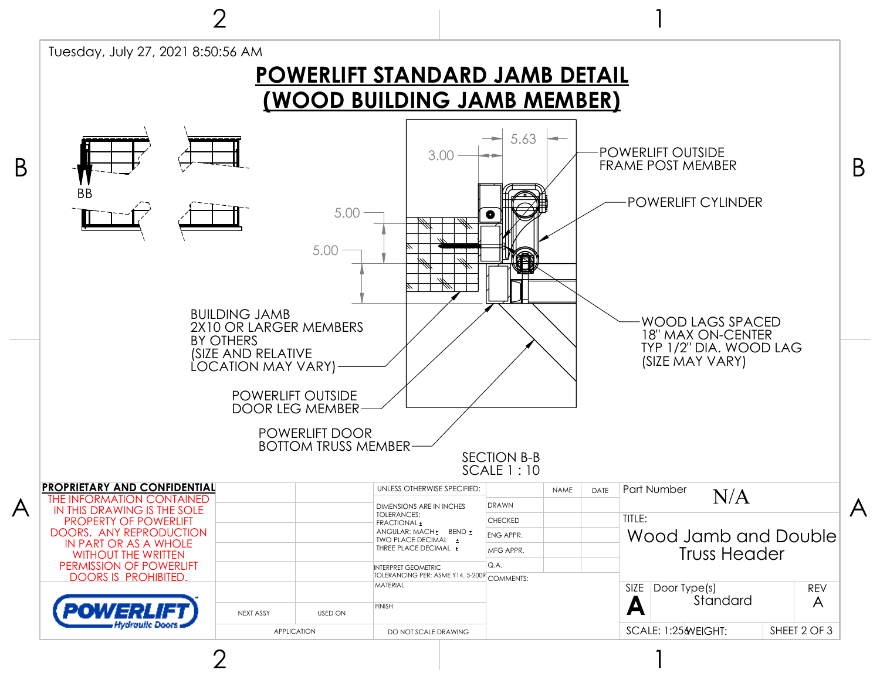Tuesday, July 27, 2021 8:50:56 AM

# POWERLIFT STANDARD JAMB DETAIL (WOOD BUILDING JAMB MEMBER)

BB

5.63

3.00

POWERLIFT OUTSIDE FRAME POST MEMBER

POWERLIFT CYLINDER

5.00

5.00

BUILDING JAMB
2X10 OR LARGER MEMBERS
BY OTHERS
(SIZE AND RELATIVE
LOCATION MAY VARY)

WOOD LAGS SPACED
18" MAX ON-CENTER
TYP 1/2" DIA. WOOD LAG
(SIZE MAY VARY)

POWERLIFT OUTSIDE
DOOR LEG MEMBER

POWERLIFT DOOR
BOTTOM TRUSS MEMBER

SECTION B-B
SCALE 1 : 10

**PROPRIETARY AND CONFIDENTIAL**

THE INFORMATION CONTAINED IN THIS DRAWING IS THE SOLE PROPERTY OF POWERLIFT DOORS. ANY REPRODUCTION IN PART OR AS A WHOLE WITHOUT THE WRITTEN PERMISSION OF POWERLIFT DOORS IS PROHIBITED.

POWERLIFT Hydraulic Doors

| NEXT ASSY | USED ON |
|---|---|
| APPLICATION | |

UNLESS OTHERWISE SPECIFIED:
DIMENSIONS ARE IN INCHES
TOLERANCES:
FRACTIONAL ±
ANGULAR: MACH ± BEND ±
TWO PLACE DECIMAL ±
THREE PLACE DECIMAL ±

INTERPRET GEOMETRIC TOLERANCING PER: ASME Y14. 5-2009

MATERIAL

FINISH

DO NOT SCALE DRAWING

| | NAME | DATE |
|---|---|---|
| DRAWN | | |
| CHECKED | | |
| ENG APPR. | | |
| MFG APPR. | | |
| Q.A. | | |

COMMENTS:

Part Number: N/A

TITLE: Wood Jamb and Double Truss Header

| SIZE | Door Type(s) | REV |
|---|---|---|
| A | Standard | A |

SCALE: 1:25 WEIGHT: SHEET 2 OF 3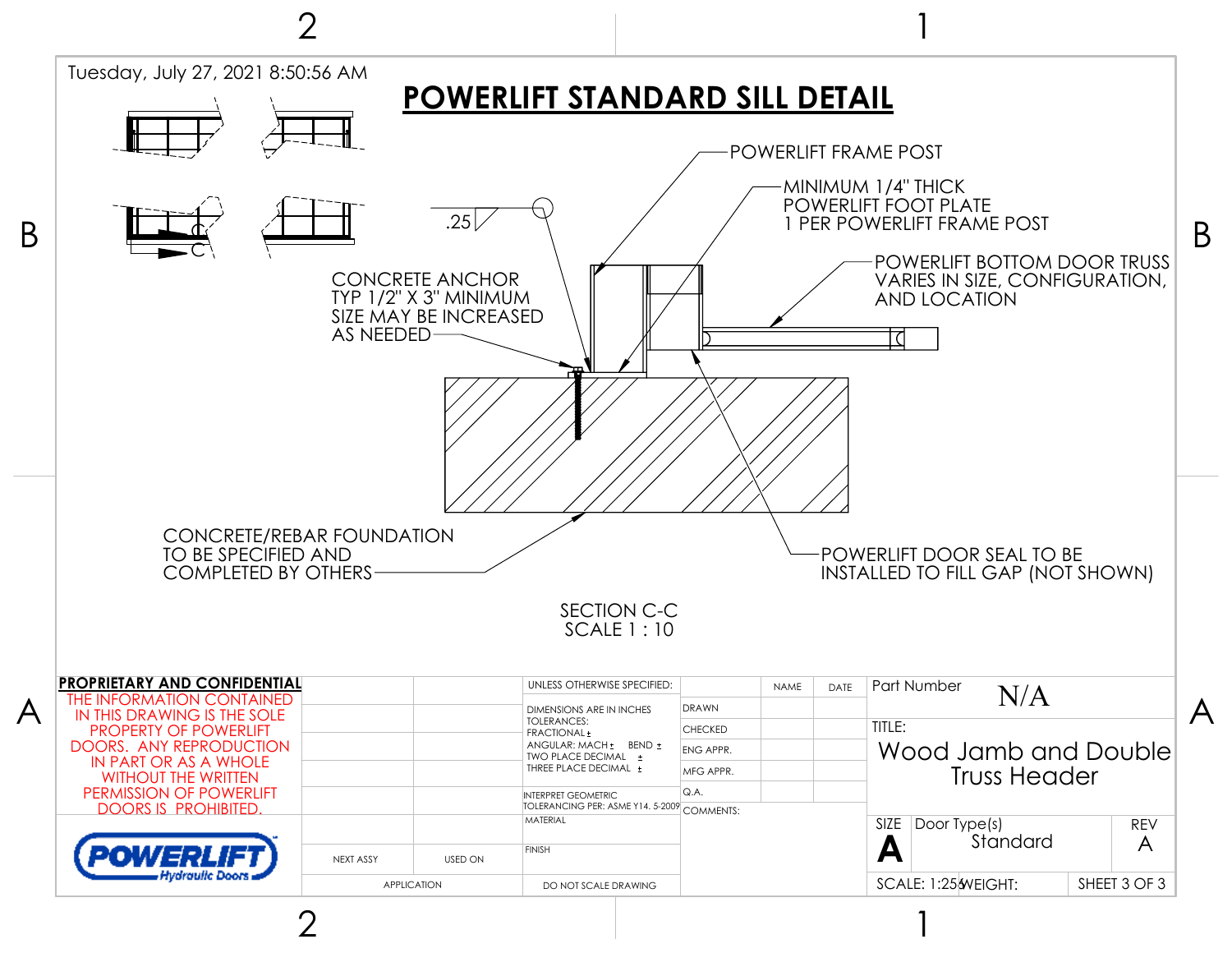Tuesday, July 27, 2021 8:50:56 AM

# POWERLIFT STANDARD SILL DETAIL

POWERLIFT FRAME POST

MINIMUM 1/4" THICK
POWERLIFT FOOT PLATE
1 PER POWERLIFT FRAME POST

POWERLIFT BOTTOM DOOR TRUSS
VARIES IN SIZE, CONFIGURATION,
AND LOCATION

.25

CONCRETE ANCHOR
TYP 1/2" X 3" MINIMUM
SIZE MAY BE INCREASED
AS NEEDED

CONCRETE/REBAR FOUNDATION
TO BE SPECIFIED AND
COMPLETED BY OTHERS

POWERLIFT DOOR SEAL TO BE
INSTALLED TO FILL GAP (NOT SHOWN)

SECTION C-C
SCALE 1 : 10

**PROPRIETARY AND CONFIDENTIAL**

THE INFORMATION CONTAINED IN THIS DRAWING IS THE SOLE PROPERTY OF POWERLIFT DOORS. ANY REPRODUCTION IN PART OR AS A WHOLE WITHOUT THE WRITTEN PERMISSION OF POWERLIFT DOORS IS PROHIBITED.

POWERLIFT Hydraulic Doors

| NEXT ASSY | USED ON |
|---|---|
| APPLICATION | |

UNLESS OTHERWISE SPECIFIED:
DIMENSIONS ARE IN INCHES
TOLERANCES:
FRACTIONAL ±
ANGULAR: MACH ± BEND ±
TWO PLACE DECIMAL ±
THREE PLACE DECIMAL ±
INTERPRET GEOMETRIC TOLERANCING PER: ASME Y14. 5-2009
MATERIAL
FINISH
DO NOT SCALE DRAWING

| | NAME | DATE |
|---|---|---|
| DRAWN | | |
| CHECKED | | |
| ENG APPR. | | |
| MFG APPR. | | |
| Q.A. | | |

COMMENTS:

Part Number: N/A

TITLE: Wood Jamb and Double Truss Header

SIZE: A
Door Type(s): Standard
REV: A

SCALE: 1:25
WEIGHT:
SHEET 3 OF 3